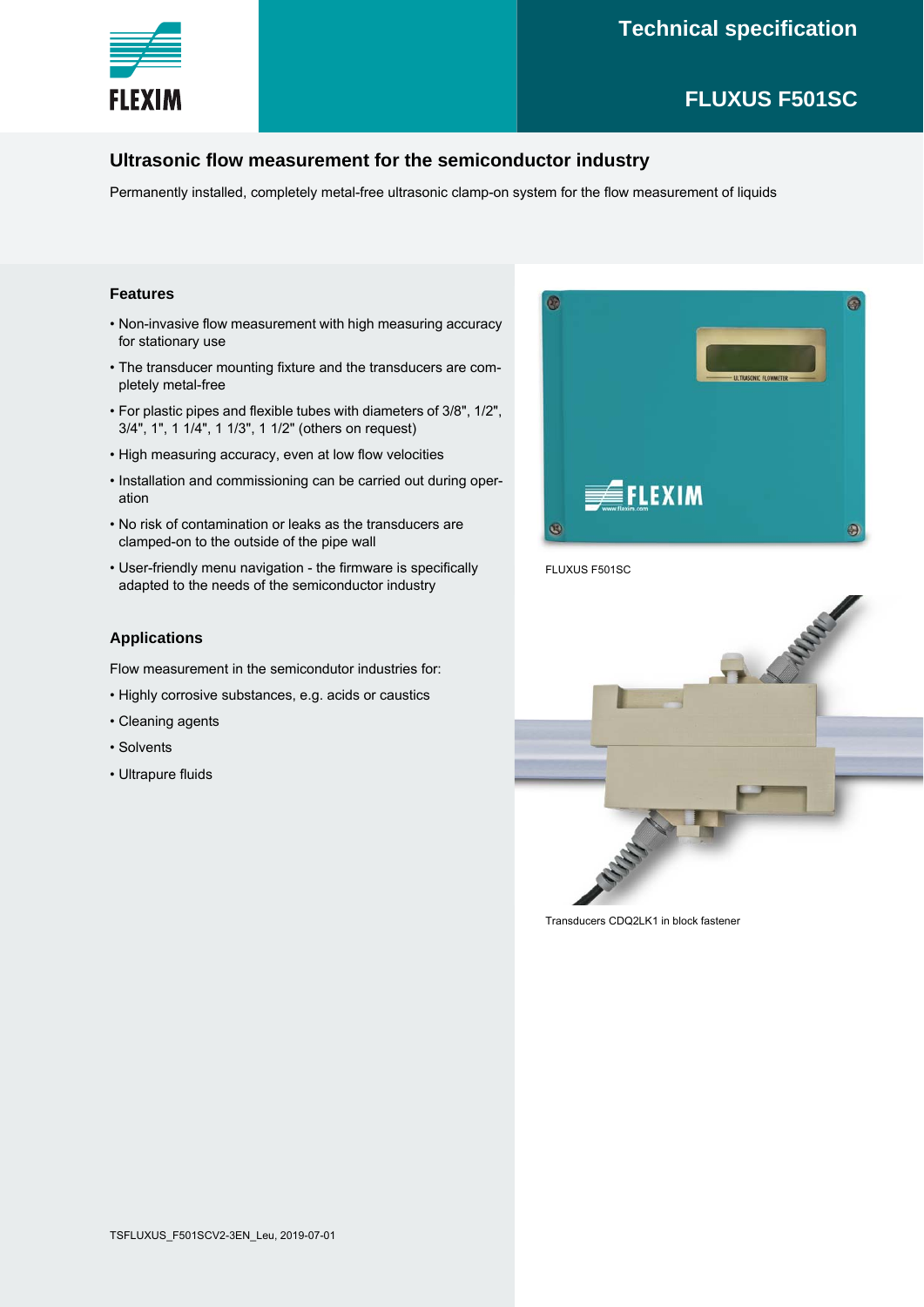# Technical specification

## FLUXUS F501SC

### Ultrasonic flow measurement for the semiconductor industry

Permanently installed, completely metal-free ultrasonic clamp-on system for the flow measurement of liquids

#### Features

- Non-invasive flow measurement with high measuring accuracy for stationary use
- The transducer mounting fixture and the transducers are completely metal-free
- For plastic pipes and flexible tubes with diameters of 3/8", 1/2", 3/4", 1", 1 1/4", 1 1/3", 1 1/2" (others on request)
- High measuring accuracy, even at low flow velocities
- Installation and commissioning can be carried out during operation
- No risk of contamination or leaks as the transducers are clamped-on to the outside of the pipe wall
- User-friendly menu navigation - the firmware is specifically adapted to the needs of the semiconductor industry

#### Applications

Flow measurement in the semicondutor industries for:

- Highly corrosive substances, e.g. acids or caustics
- Cleaning agents
- Solvents
- Ultrapure fluids

FLUXUS F501SC

Transducers CDQ2LK1 in block fastener

TSFLUXUS_F501SCV2-3EN_Leu, 2019-07-01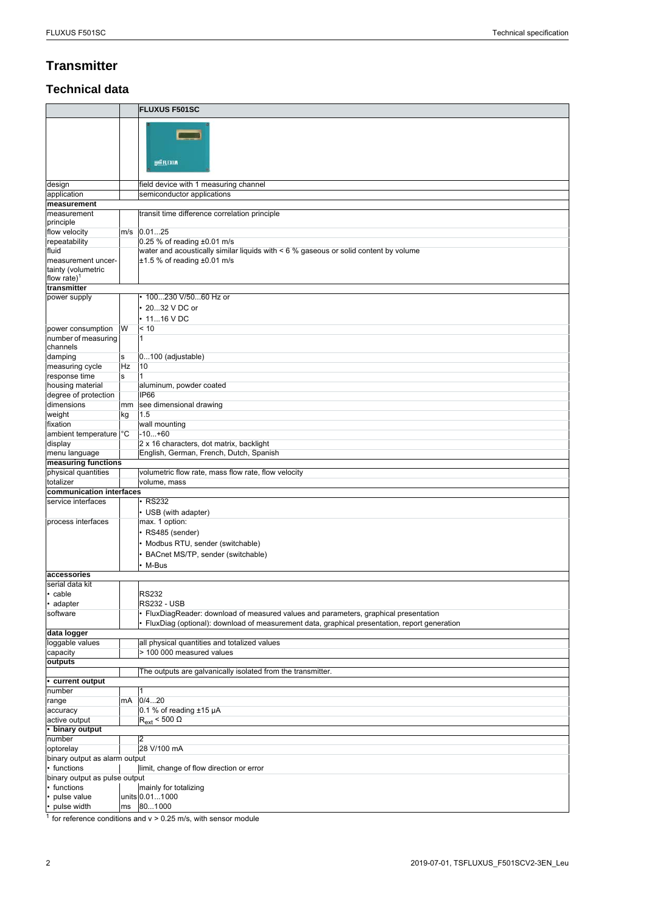# Transmitter

## Technical data

| | | FLUXUS F501SC |
|---|---|---|
| design | | field device with 1 measuring channel |
| application | | semiconductor applications |
| **measurement** | | |
| measurement principle | | transit time difference correlation principle |
| flow velocity | m/s | 0.01...25 |
| repeatability | | 0.25 % of reading ±0.01 m/s |
| fluid | | water and acoustically similar liquids with < 6 % gaseous or solid content by volume |
| measurement uncertainty (volumetric flow rate)[1] | | ±1.5 % of reading ±0.01 m/s |
| **transmitter** | | |
| power supply | | • 100...230 V/50...60 Hz or<br>• 20...32 V DC or<br>• 11...16 V DC |
| power consumption | W | < 10 |
| number of measuring channels | | 1 |
| damping | s | 0...100 (adjustable) |
| measuring cycle | Hz | 10 |
| response time | s | 1 |
| housing material | | aluminum, powder coated |
| degree of protection | | IP66 |
| dimensions | mm | see dimensional drawing |
| weight | kg | 1.5 |
| fixation | | wall mounting |
| ambient temperature | °C | -10...+60 |
| display | | 2 x 16 characters, dot matrix, backlight |
| menu language | | English, German, French, Dutch, Spanish |
| **measuring functions** | | |
| physical quantities | | volumetric flow rate, mass flow rate, flow velocity |
| totalizer | | volume, mass |
| **communication interfaces** | | |
| service interfaces | | • RS232<br>• USB (with adapter) |
| process interfaces | | max. 1 option:<br>• RS485 (sender)<br>• Modbus RTU, sender (switchable)<br>• BACnet MS/TP, sender (switchable)<br>• M-Bus |
| **accessories** | | |
| serial data kit | | |
| • cable | | RS232 |
| • adapter | | RS232 - USB |
| software | | • FluxDiagReader: download of measured values and parameters, graphical presentation<br>• FluxDiag (optional): download of measurement data, graphical presentation, report generation |
| **data logger** | | |
| loggable values | | all physical quantities and totalized values |
| capacity | | > 100 000 measured values |
| **outputs** | | |
| | | The outputs are galvanically isolated from the transmitter. |
| **• current output** | | |
| number | | 1 |
| range | mA | 0/4...20 |
| accuracy | | 0.1 % of reading ±15 µA |
| active output | | $R_{ext}$ < 500 Ω |
| **• binary output** | | |
| number | | 2 |
| optorelay | | 28 V/100 mA |
| binary output as alarm output | | |
| • functions | | limit, change of flow direction or error |
| binary output as pulse output | | |
| • functions | | mainly for totalizing |
| • pulse value | units | 0.01...1000 |
| • pulse width | ms | 80...1000 |

[1] for reference conditions and v > 0.25 m/s, with sensor module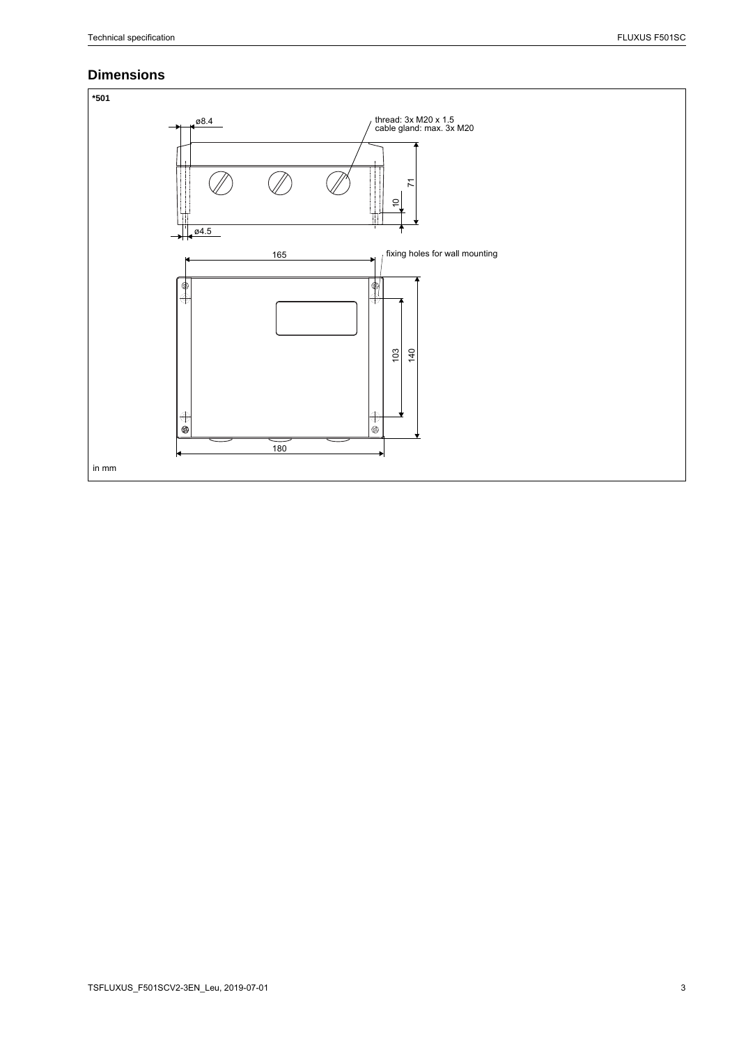## Dimensions

**\*501**

thread: 3x M20 x 1.5
cable gland: max. 3x M20

ø8.4

ø4.5

71

10

165

fixing holes for wall mounting

103

140

180

in mm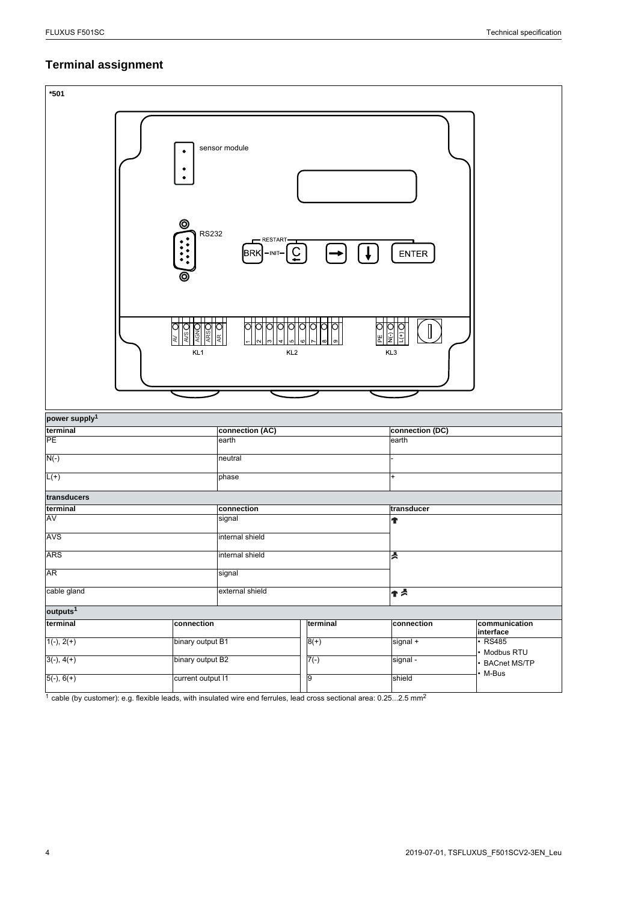## Terminal assignment

*501

| power supply[1] | | |
|---|---|---|
| terminal | connection (AC) | connection (DC) |
| PE | earth | earth |
| N(-) | neutral | - |
| L(+) | phase | + |

| transducers | | |
|---|---|---|
| terminal | connection | transducer |
| AV | signal | ↑ |
| AVS | internal shield | |
| ARS | internal shield | ⩓ |
| AR | signal | |
| cable gland | external shield | ↑ ⩓ |

| outputs[1] | | | | |
|---|---|---|---|---|
| terminal | connection | terminal | connection | communication interface |
| 1(-), 2(+) | binary output B1 | 8(+) | signal + | • RS485<br>• Modbus RTU<br>• BACnet MS/TP<br>• M-Bus |
| 3(-), 4(+) | binary output B2 | 7(-) | signal - | |
| 5(-), 6(+) | current output I1 | 9 | shield | |

[1] cable (by customer): e.g. flexible leads, with insulated wire end ferrules, lead cross sectional area: 0.25...2.5 $mm^2$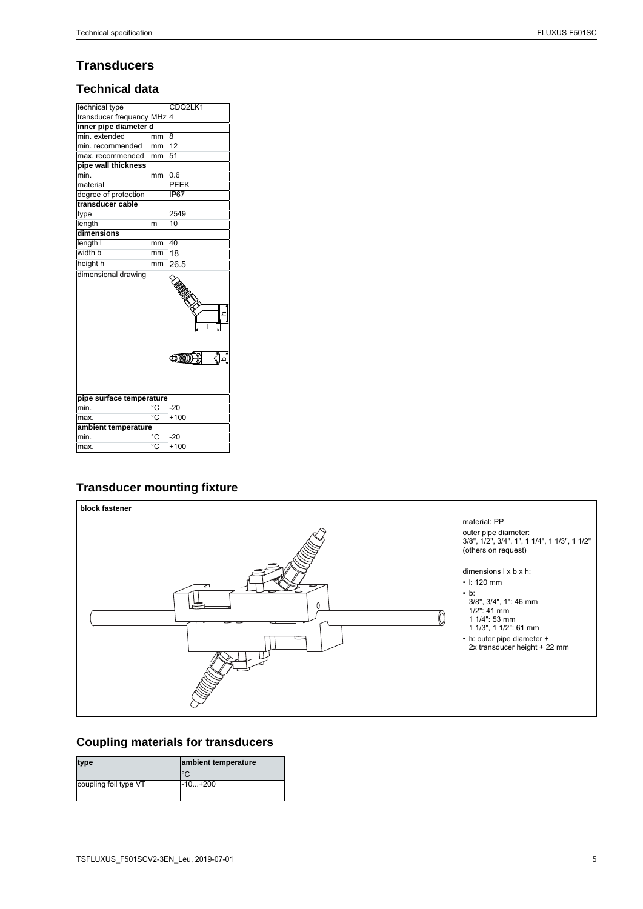# Transducers

## Technical data

| technical type | | CDQ2LK1 |
|---|---|---|
| transducer frequency | MHz | 4 |
| **inner pipe diameter d** | | |
| min. extended | mm | 8 |
| min. recommended | mm | 12 |
| max. recommended | mm | 51 |
| **pipe wall thickness** | | |
| min. | mm | 0.6 |
| material | | PEEK |
| degree of protection | | IP67 |
| **transducer cable** | | |
| type | | 2549 |
| length | m | 10 |
| **dimensions** | | |
| length l | mm | 40 |
| width b | mm | 18 |
| height h | mm | 26.5 |
| dimensional drawing | | |
| **pipe surface temperature** | | |
| min. | °C | -20 |
| max. | °C | +100 |
| **ambient temperature** | | |
| min. | °C | -20 |
| max. | °C | +100 |

## Transducer mounting fixture

**block fastener**

material: PP

outer pipe diameter:
3/8", 1/2", 3/4", 1", 1 1/4", 1 1/3", 1 1/2"
(others on request)

dimensions l x b x h:

- l: 120 mm
- b:
  3/8", 3/4", 1": 46 mm
  1/2": 41 mm
  1 1/4": 53 mm
  1 1/3", 1 1/2": 61 mm
- h: outer pipe diameter + 2x transducer height + 22 mm

## Coupling materials for transducers

| type | ambient temperature °C |
|---|---|
| coupling foil type VT | -10...+200 |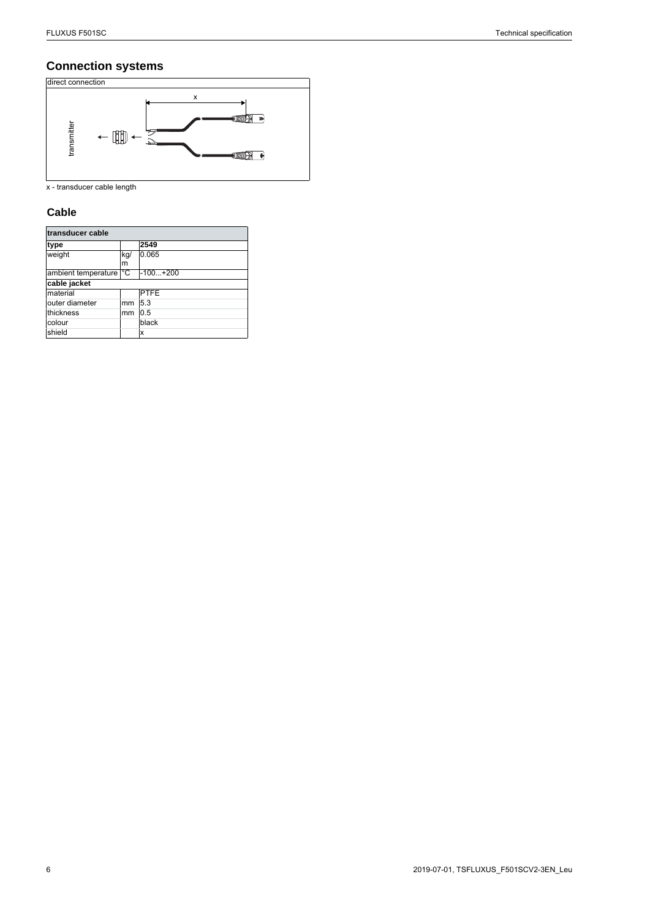## Connection systems

direct connection

transmitter

x

x - transducer cable length

## Cable

| transducer cable | | |
|---|---|---|
| **type** | | **2549** |
| weight | kg/m | 0.065 |
| ambient temperature | °C | -100...+200 |
| **cable jacket** | | |
| material | | PTFE |
| outer diameter | mm | 5.3 |
| thickness | mm | 0.5 |
| colour | | black |
| shield | | x |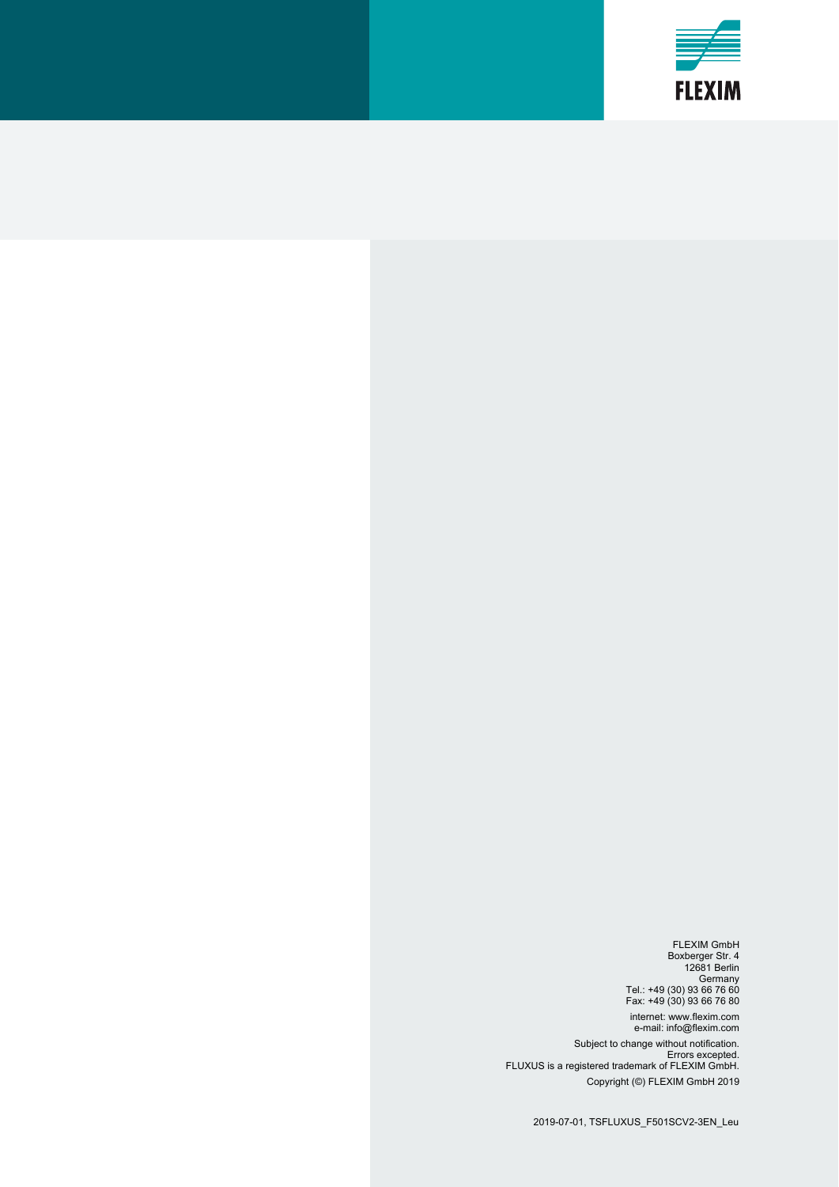FLEXIM

FLEXIM GmbH
Boxberger Str. 4
12681 Berlin
Germany
Tel.: +49 (30) 93 66 76 60
Fax: +49 (30) 93 66 76 80

internet: www.flexim.com
e-mail: info@flexim.com

Subject to change without notification.
Errors excepted.
FLUXUS is a registered trademark of FLEXIM GmbH.

Copyright (©) FLEXIM GmbH 2019

2019-07-01, TSFLUXUS_F501SCV2-3EN_Leu